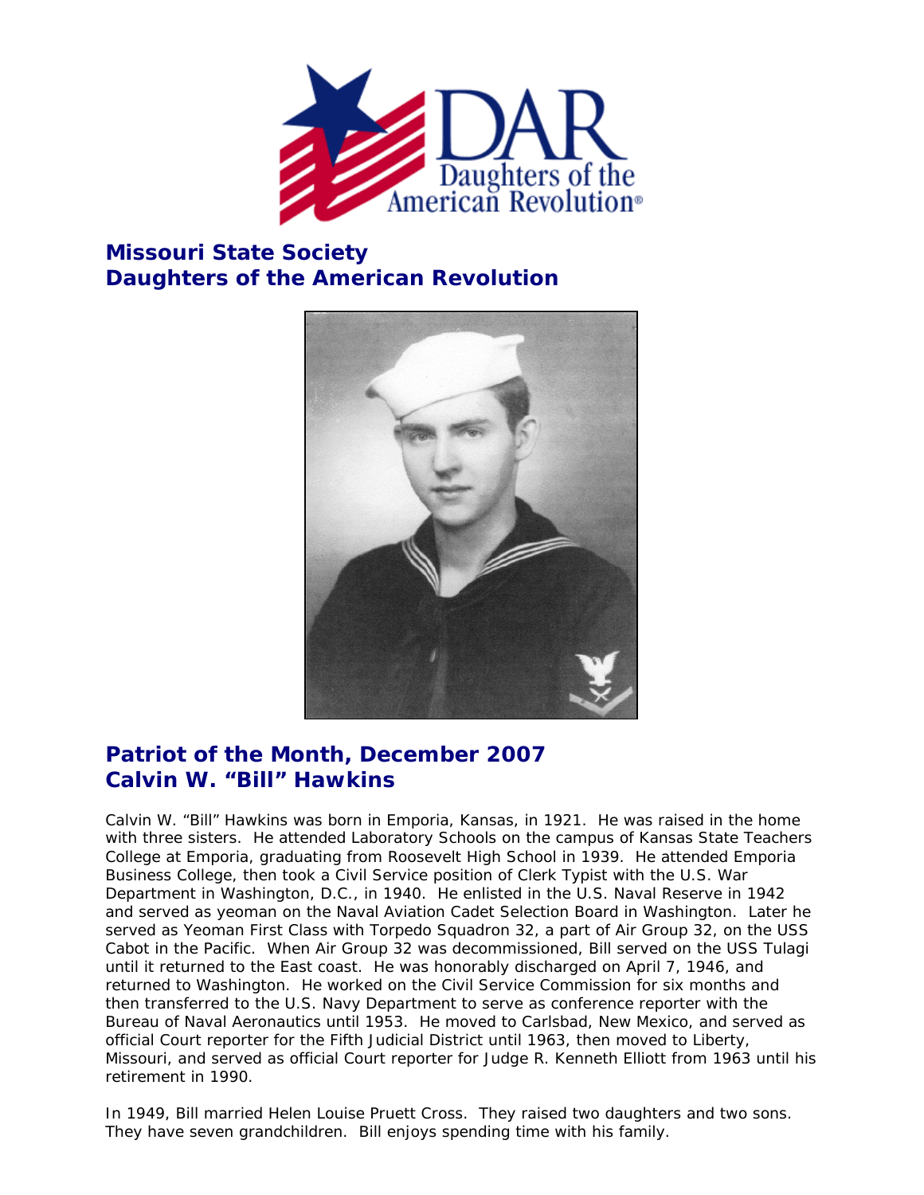## Missouri State Society
## Daughters of the American Revolution

## Patriot of the Month, December 2007
## Calvin W. "Bill" Hawkins

Calvin W. "Bill" Hawkins was born in Emporia, Kansas, in 1921. He was raised in the home with three sisters. He attended Laboratory Schools on the campus of Kansas State Teachers College at Emporia, graduating from Roosevelt High School in 1939. He attended Emporia Business College, then took a Civil Service position of Clerk Typist with the U.S. War Department in Washington, D.C., in 1940. He enlisted in the U.S. Naval Reserve in 1942 and served as yeoman on the Naval Aviation Cadet Selection Board in Washington. Later he served as Yeoman First Class with Torpedo Squadron 32, a part of Air Group 32, on the USS Cabot in the Pacific. When Air Group 32 was decommissioned, Bill served on the USS Tulagi until it returned to the East coast. He was honorably discharged on April 7, 1946, and returned to Washington. He worked on the Civil Service Commission for six months and then transferred to the U.S. Navy Department to serve as conference reporter with the Bureau of Naval Aeronautics until 1953. He moved to Carlsbad, New Mexico, and served as official Court reporter for the Fifth Judicial District until 1963, then moved to Liberty, Missouri, and served as official Court reporter for Judge R. Kenneth Elliott from 1963 until his retirement in 1990.

In 1949, Bill married Helen Louise Pruett Cross. They raised two daughters and two sons. They have seven grandchildren. Bill enjoys spending time with his family.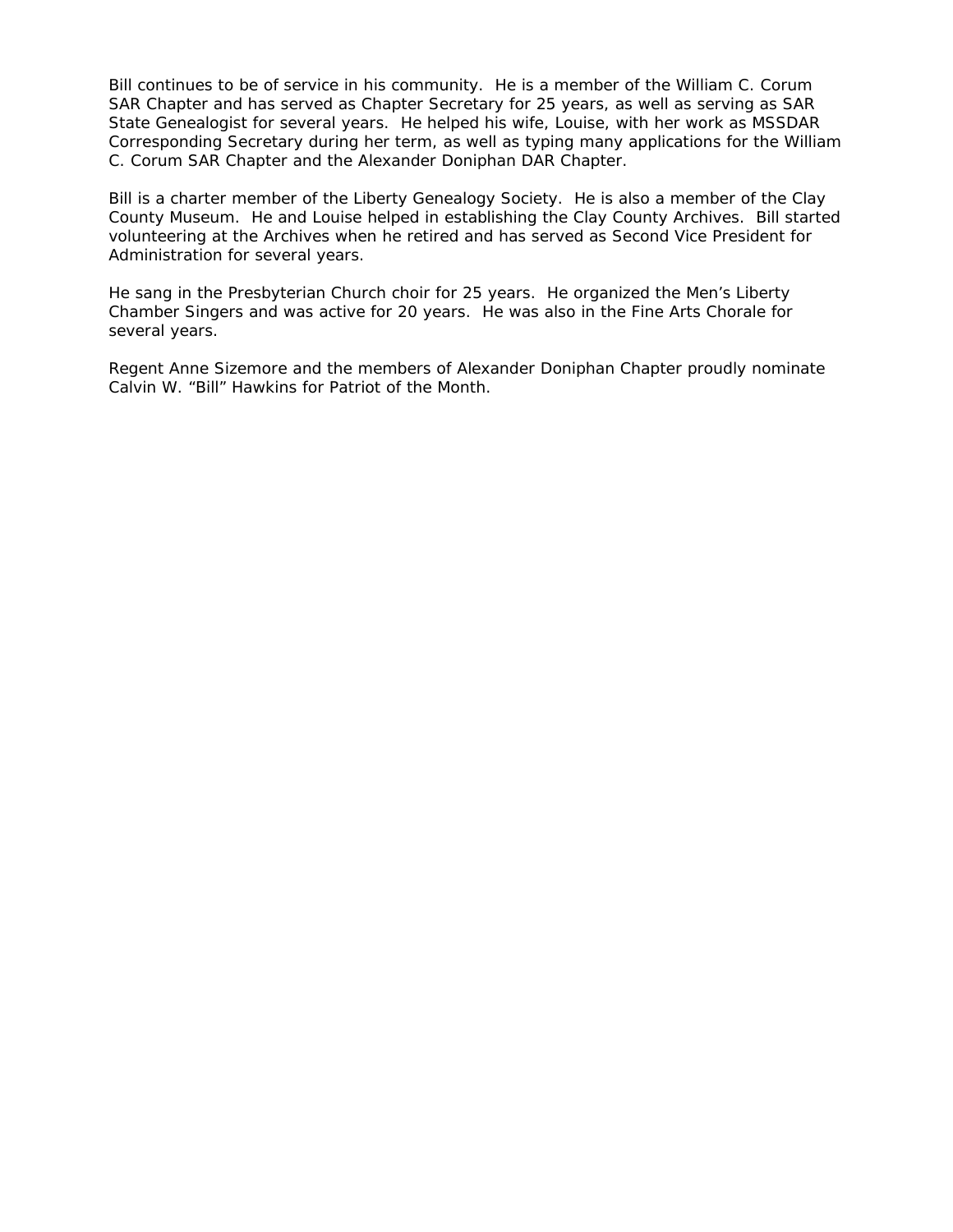Bill continues to be of service in his community. He is a member of the William C. Corum SAR Chapter and has served as Chapter Secretary for 25 years, as well as serving as SAR State Genealogist for several years. He helped his wife, Louise, with her work as MSSDAR Corresponding Secretary during her term, as well as typing many applications for the William C. Corum SAR Chapter and the Alexander Doniphan DAR Chapter.

Bill is a charter member of the Liberty Genealogy Society. He is also a member of the Clay County Museum. He and Louise helped in establishing the Clay County Archives. Bill started volunteering at the Archives when he retired and has served as Second Vice President for Administration for several years.

He sang in the Presbyterian Church choir for 25 years. He organized the Men's Liberty Chamber Singers and was active for 20 years. He was also in the Fine Arts Chorale for several years.

Regent Anne Sizemore and the members of Alexander Doniphan Chapter proudly nominate Calvin W. "Bill" Hawkins for Patriot of the Month.